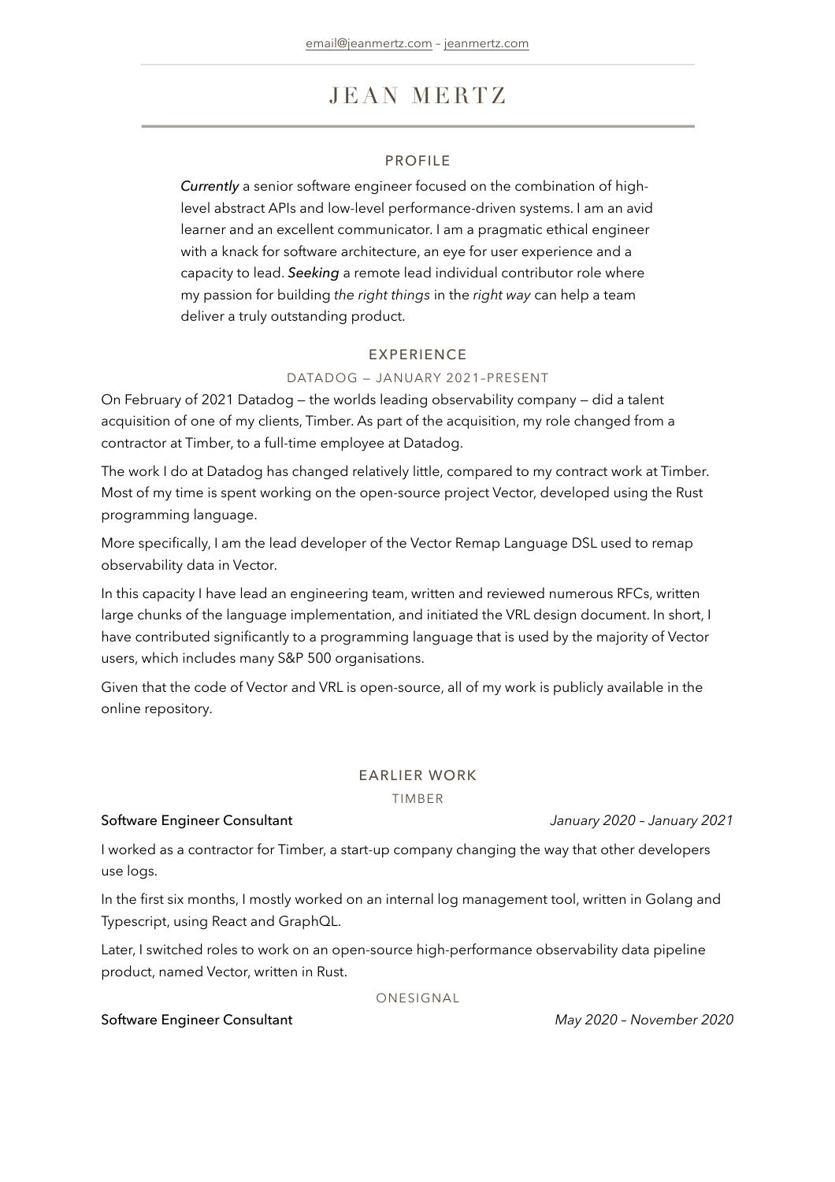email@jeanmertz.com – jeanmertz.com

# JEAN MERTZ

## PROFILE

*Currently* a senior software engineer focused on the combination of high-level abstract APIs and low-level performance-driven systems. I am an avid learner and an excellent communicator. I am a pragmatic ethical engineer with a knack for software architecture, an eye for user experience and a capacity to lead. ***Seeking*** a remote lead individual contributor role where my passion for building *the right things* in the *right way* can help a team deliver a truly outstanding product.

## EXPERIENCE

### DATADOG — JANUARY 2021–PRESENT

On February of 2021 Datadog — the worlds leading observability company — did a talent acquisition of one of my clients, Timber. As part of the acquisition, my role changed from a contractor at Timber, to a full-time employee at Datadog.

The work I do at Datadog has changed relatively little, compared to my contract work at Timber. Most of my time is spent working on the open-source project Vector, developed using the Rust programming language.

More specifically, I am the lead developer of the Vector Remap Language DSL used to remap observability data in Vector.

In this capacity I have lead an engineering team, written and reviewed numerous RFCs, written large chunks of the language implementation, and initiated the VRL design document. In short, I have contributed significantly to a programming language that is used by the majority of Vector users, which includes many S&P 500 organisations.

Given that the code of Vector and VRL is open-source, all of my work is publicly available in the online repository.

## EARLIER WORK

### TIMBER

Software Engineer Consultant — *January 2020 – January 2021*

I worked as a contractor for Timber, a start-up company changing the way that other developers use logs.

In the first six months, I mostly worked on an internal log management tool, written in Golang and Typescript, using React and GraphQL.

Later, I switched roles to work on an open-source high-performance observability data pipeline product, named Vector, written in Rust.

### ONESIGNAL

Software Engineer Consultant — *May 2020 – November 2020*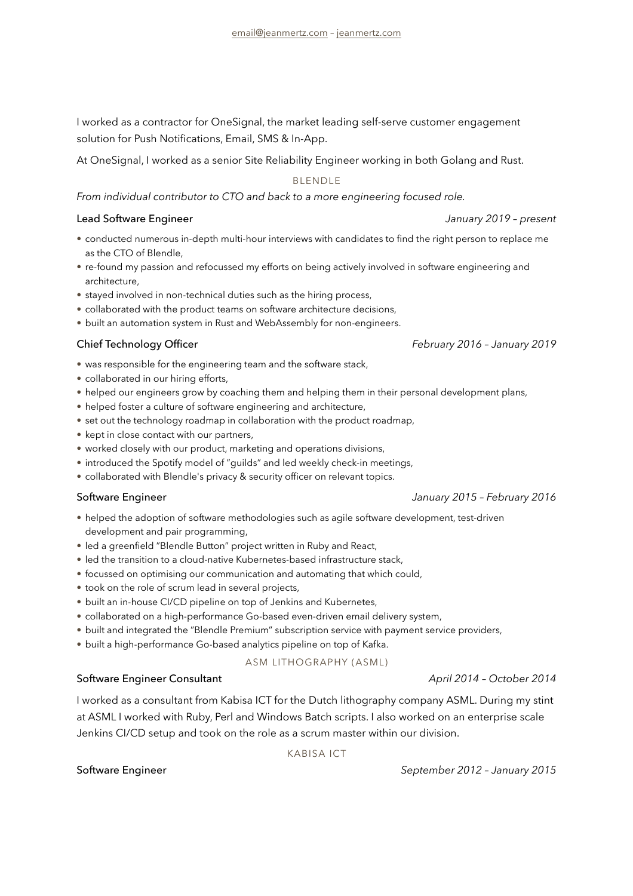I worked as a contractor for OneSignal, the market leading self-serve customer engagement solution for Push Notifications, Email, SMS & In-App.

At OneSignal, I worked as a senior Site Reliability Engineer working in both Golang and Rust.

## BLENDLE

*From individual contributor to CTO and back to a more engineering focused role.*

### Lead Software Engineer — *January 2019 – present*

- conducted numerous in-depth multi-hour interviews with candidates to find the right person to replace me as the CTO of Blendle,
- re-found my passion and refocussed my efforts on being actively involved in software engineering and architecture,
- stayed involved in non-technical duties such as the hiring process,
- collaborated with the product teams on software architecture decisions,
- built an automation system in Rust and WebAssembly for non-engineers.

### Chief Technology Officer — *February 2016 – January 2019*

- was responsible for the engineering team and the software stack,
- collaborated in our hiring efforts,
- helped our engineers grow by coaching them and helping them in their personal development plans,
- helped foster a culture of software engineering and architecture,
- set out the technology roadmap in collaboration with the product roadmap,
- kept in close contact with our partners,
- worked closely with our product, marketing and operations divisions,
- introduced the Spotify model of "guilds" and led weekly check-in meetings,
- collaborated with Blendle's privacy & security officer on relevant topics.

### Software Engineer — *January 2015 – February 2016*

- helped the adoption of software methodologies such as agile software development, test-driven development and pair programming,
- led a greenfield "Blendle Button" project written in Ruby and React,
- led the transition to a cloud-native Kubernetes-based infrastructure stack,
- focussed on optimising our communication and automating that which could,
- took on the role of scrum lead in several projects,
- built an in-house CI/CD pipeline on top of Jenkins and Kubernetes,
- collaborated on a high-performance Go-based even-driven email delivery system,
- built and integrated the "Blendle Premium" subscription service with payment service providers,
- built a high-performance Go-based analytics pipeline on top of Kafka.

## ASM LITHOGRAPHY (ASML)

### Software Engineer Consultant — *April 2014 – October 2014*

I worked as a consultant from Kabisa ICT for the Dutch lithography company ASML. During my stint at ASML I worked with Ruby, Perl and Windows Batch scripts. I also worked on an enterprise scale Jenkins CI/CD setup and took on the role as a scrum master within our division.

## KABISA ICT

### Software Engineer — *September 2012 – January 2015*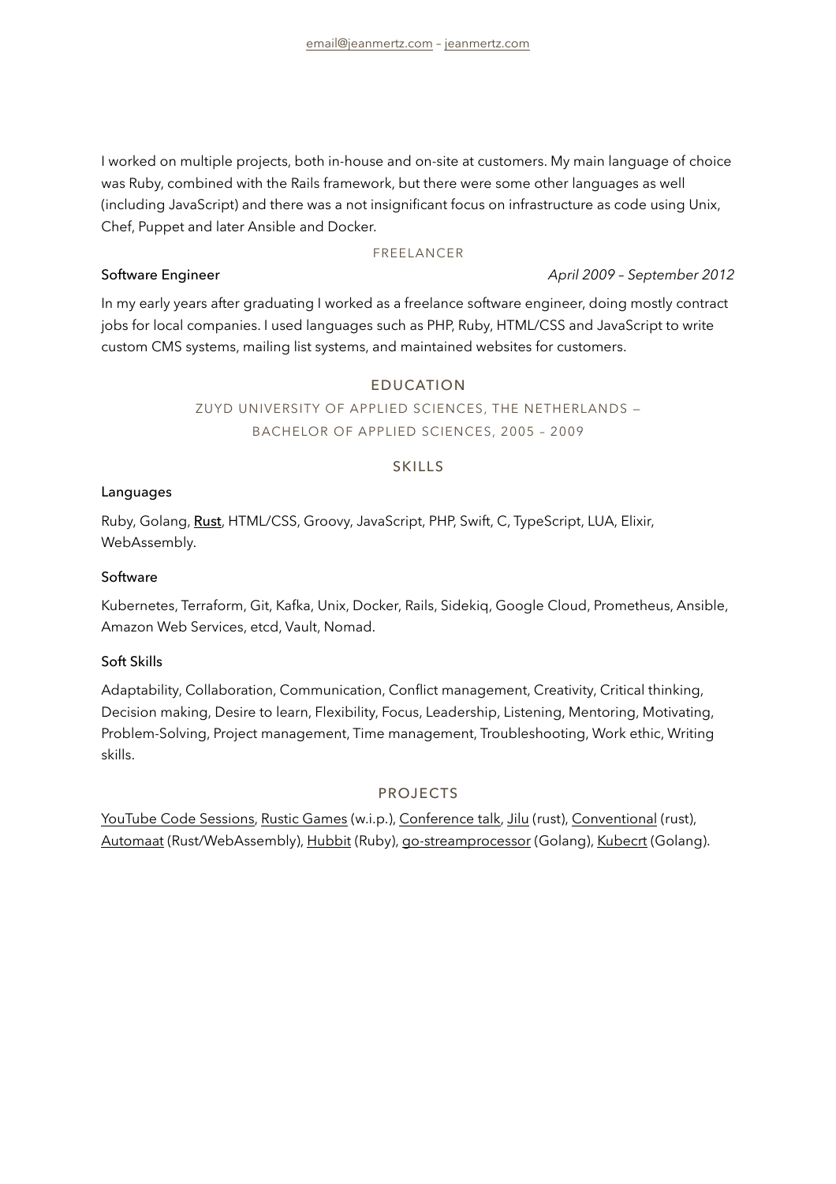I worked on multiple projects, both in-house and on-site at customers. My main language of choice was Ruby, combined with the Rails framework, but there were some other languages as well (including JavaScript) and there was a not insignificant focus on infrastructure as code using Unix, Chef, Puppet and later Ansible and Docker.

### FREELANCER

**Software Engineer** *April 2009 – September 2012*

In my early years after graduating I worked as a freelance software engineer, doing mostly contract jobs for local companies. I used languages such as PHP, Ruby, HTML/CSS and JavaScript to write custom CMS systems, mailing list systems, and maintained websites for customers.

## EDUCATION

### ZUYD UNIVERSITY OF APPLIED SCIENCES, THE NETHERLANDS — BACHELOR OF APPLIED SCIENCES, 2005 – 2009

## SKILLS

### Languages

Ruby, Golang, Rust, HTML/CSS, Groovy, JavaScript, PHP, Swift, C, TypeScript, LUA, Elixir, WebAssembly.

### Software

Kubernetes, Terraform, Git, Kafka, Unix, Docker, Rails, Sidekiq, Google Cloud, Prometheus, Ansible, Amazon Web Services, etcd, Vault, Nomad.

### Soft Skills

Adaptability, Collaboration, Communication, Conflict management, Creativity, Critical thinking, Decision making, Desire to learn, Flexibility, Focus, Leadership, Listening, Mentoring, Motivating, Problem-Solving, Project management, Time management, Troubleshooting, Work ethic, Writing skills.

## PROJECTS

YouTube Code Sessions, Rustic Games (w.i.p.), Conference talk, Jilu (rust), Conventional (rust), Automaat (Rust/WebAssembly), Hubbit (Ruby), go-streamprocessor (Golang), Kubecrt (Golang).